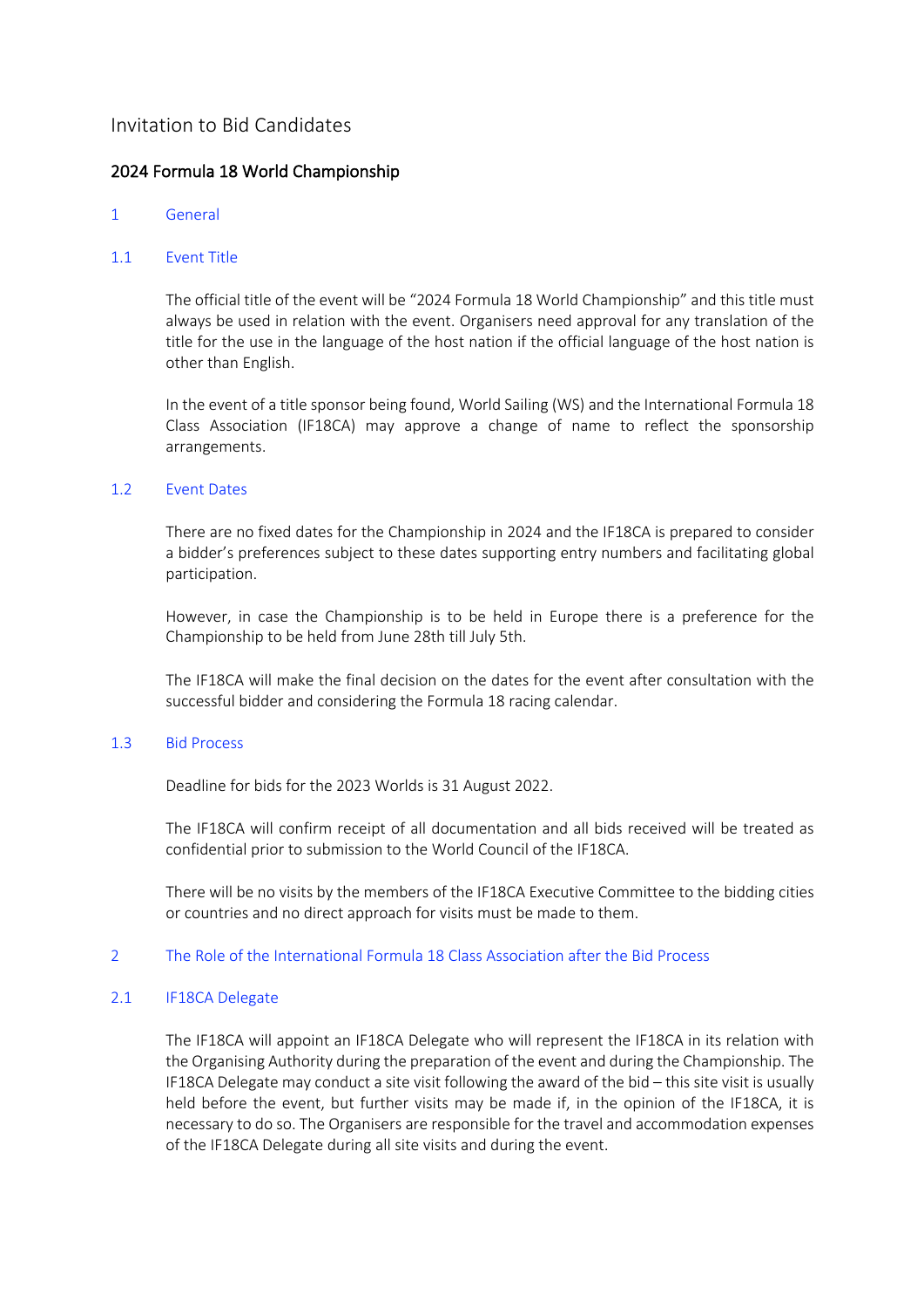# Invitation to Bid Candidates

## 2024 Formula 18 World Championship

### 1 General

#### 1.1 Event Title

The official title of the event will be "2024 Formula 18 World Championship" and this title must always be used in relation with the event. Organisers need approval for any translation of the title for the use in the language of the host nation if the official language of the host nation is other than English.

In the event of a title sponsor being found, World Sailing (WS) and the International Formula 18 Class Association (IF18CA) may approve a change of name to reflect the sponsorship arrangements.

#### 1.2 Event Dates

There are no fixed dates for the Championship in 2024 and the IF18CA is prepared to consider a bidder's preferences subject to these dates supporting entry numbers and facilitating global participation.

However, in case the Championship is to be held in Europe there is a preference for the Championship to be held from June 28th till July 5th.

The IF18CA will make the final decision on the dates for the event after consultation with the successful bidder and considering the Formula 18 racing calendar.

#### 1.3 Bid Process

Deadline for bids for the 2023 Worlds is 31 August 2022.

The IF18CA will confirm receipt of all documentation and all bids received will be treated as confidential prior to submission to the World Council of the IF18CA.

There will be no visits by the members of the IF18CA Executive Committee to the bidding cities or countries and no direct approach for visits must be made to them.

### 2 The Role of the International Formula 18 Class Association after the Bid Process

#### 2.1 IF18CA Delegate

The IF18CA will appoint an IF18CA Delegate who will represent the IF18CA in its relation with the Organising Authority during the preparation of the event and during the Championship. The IF18CA Delegate may conduct a site visit following the award of the bid – this site visit is usually held before the event, but further visits may be made if, in the opinion of the IF18CA, it is necessary to do so. The Organisers are responsible for the travel and accommodation expenses of the IF18CA Delegate during all site visits and during the event.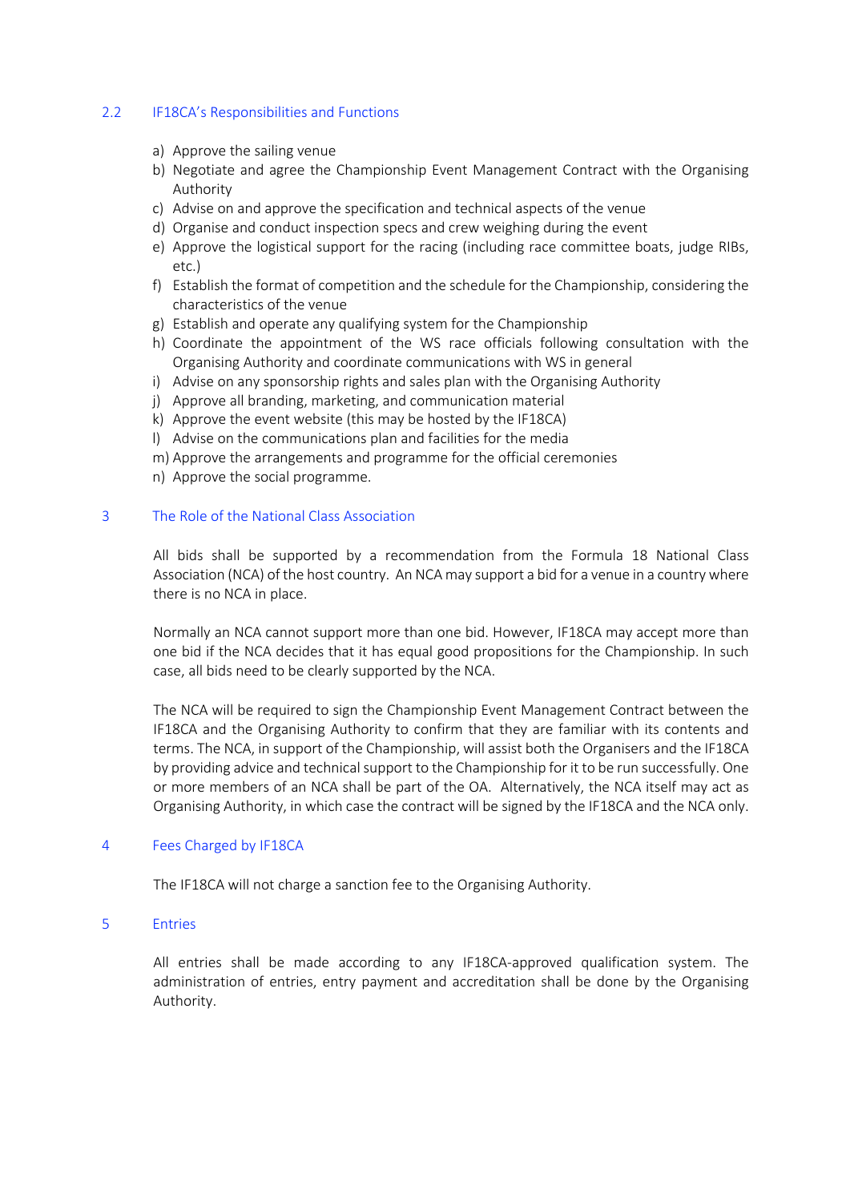## 2.2 IF18CA's Responsibilities and Functions

a) Approve the sailing venue
b) Negotiate and agree the Championship Event Management Contract with the Organising Authority
c) Advise on and approve the specification and technical aspects of the venue
d) Organise and conduct inspection specs and crew weighing during the event
e) Approve the logistical support for the racing (including race committee boats, judge RIBs, etc.)
f) Establish the format of competition and the schedule for the Championship, considering the characteristics of the venue
g) Establish and operate any qualifying system for the Championship
h) Coordinate the appointment of the WS race officials following consultation with the Organising Authority and coordinate communications with WS in general
i) Advise on any sponsorship rights and sales plan with the Organising Authority
j) Approve all branding, marketing, and communication material
k) Approve the event website (this may be hosted by the IF18CA)
l) Advise on the communications plan and facilities for the media
m) Approve the arrangements and programme for the official ceremonies
n) Approve the social programme.

# 3 The Role of the National Class Association

All bids shall be supported by a recommendation from the Formula 18 National Class Association (NCA) of the host country. An NCA may support a bid for a venue in a country where there is no NCA in place.

Normally an NCA cannot support more than one bid. However, IF18CA may accept more than one bid if the NCA decides that it has equal good propositions for the Championship. In such case, all bids need to be clearly supported by the NCA.

The NCA will be required to sign the Championship Event Management Contract between the IF18CA and the Organising Authority to confirm that they are familiar with its contents and terms. The NCA, in support of the Championship, will assist both the Organisers and the IF18CA by providing advice and technical support to the Championship for it to be run successfully. One or more members of an NCA shall be part of the OA. Alternatively, the NCA itself may act as Organising Authority, in which case the contract will be signed by the IF18CA and the NCA only.

# 4 Fees Charged by IF18CA

The IF18CA will not charge a sanction fee to the Organising Authority.

# 5 Entries

All entries shall be made according to any IF18CA-approved qualification system. The administration of entries, entry payment and accreditation shall be done by the Organising Authority.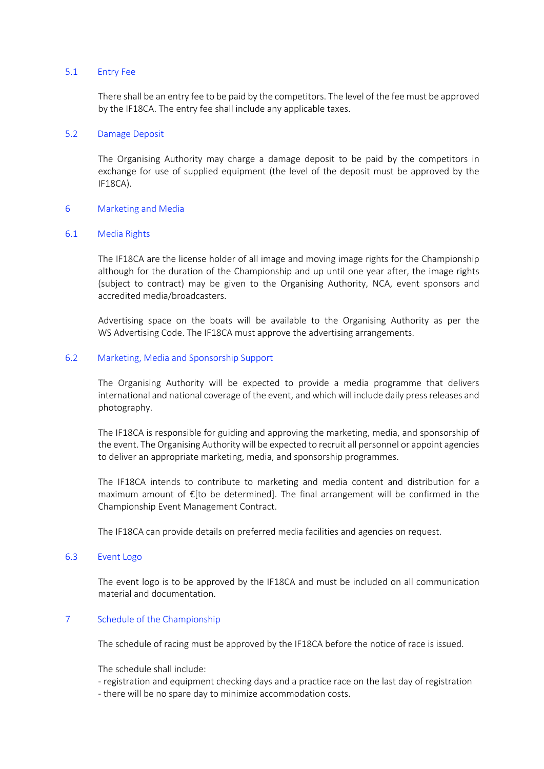### 5.1 Entry Fee

There shall be an entry fee to be paid by the competitors. The level of the fee must be approved by the IF18CA. The entry fee shall include any applicable taxes.

### 5.2 Damage Deposit

The Organising Authority may charge a damage deposit to be paid by the competitors in exchange for use of supplied equipment (the level of the deposit must be approved by the IF18CA).

## 6 Marketing and Media

### 6.1 Media Rights

The IF18CA are the license holder of all image and moving image rights for the Championship although for the duration of the Championship and up until one year after, the image rights (subject to contract) may be given to the Organising Authority, NCA, event sponsors and accredited media/broadcasters.

Advertising space on the boats will be available to the Organising Authority as per the WS Advertising Code. The IF18CA must approve the advertising arrangements.

### 6.2 Marketing, Media and Sponsorship Support

The Organising Authority will be expected to provide a media programme that delivers international and national coverage of the event, and which will include daily press releases and photography.

The IF18CA is responsible for guiding and approving the marketing, media, and sponsorship of the event. The Organising Authority will be expected to recruit all personnel or appoint agencies to deliver an appropriate marketing, media, and sponsorship programmes.

The IF18CA intends to contribute to marketing and media content and distribution for a maximum amount of €[to be determined]. The final arrangement will be confirmed in the Championship Event Management Contract.

The IF18CA can provide details on preferred media facilities and agencies on request.

### 6.3 Event Logo

The event logo is to be approved by the IF18CA and must be included on all communication material and documentation.

## 7 Schedule of the Championship

The schedule of racing must be approved by the IF18CA before the notice of race is issued.

The schedule shall include:
- registration and equipment checking days and a practice race on the last day of registration
- there will be no spare day to minimize accommodation costs.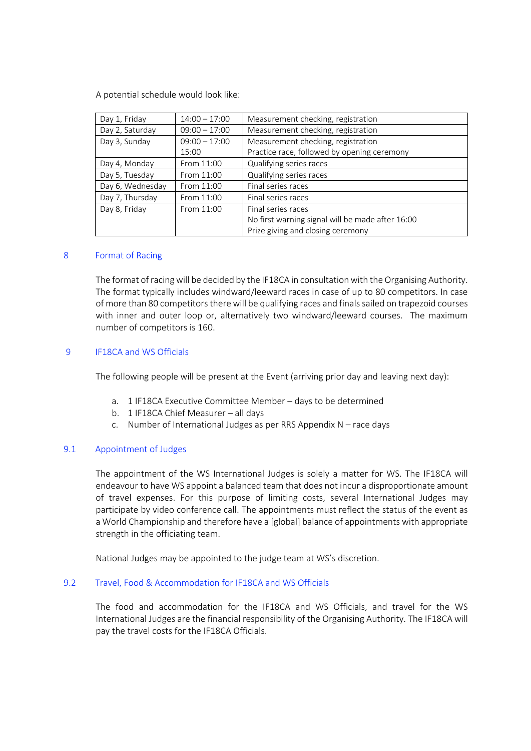A potential schedule would look like:

| Day | Time | Activity |
|---|---|---|
| Day 1, Friday | 14:00 – 17:00 | Measurement checking, registration |
| Day 2, Saturday | 09:00 – 17:00 | Measurement checking, registration |
| Day 3, Sunday | 09:00 – 17:00<br>15:00 | Measurement checking, registration<br>Practice race, followed by opening ceremony |
| Day 4, Monday | From 11:00 | Qualifying series races |
| Day 5, Tuesday | From 11:00 | Qualifying series races |
| Day 6, Wednesday | From 11:00 | Final series races |
| Day 7, Thursday | From 11:00 | Final series races |
| Day 8, Friday | From 11:00 | Final series races<br>No first warning signal will be made after 16:00<br>Prize giving and closing ceremony |

## 8 Format of Racing

The format of racing will be decided by the IF18CA in consultation with the Organising Authority. The format typically includes windward/leeward races in case of up to 80 competitors. In case of more than 80 competitors there will be qualifying races and finals sailed on trapezoid courses with inner and outer loop or, alternatively two windward/leeward courses. The maximum number of competitors is 160.

## 9 IF18CA and WS Officials

The following people will be present at the Event (arriving prior day and leaving next day):

a. 1 IF18CA Executive Committee Member – days to be determined
b. 1 IF18CA Chief Measurer – all days
c. Number of International Judges as per RRS Appendix N – race days

### 9.1 Appointment of Judges

The appointment of the WS International Judges is solely a matter for WS. The IF18CA will endeavour to have WS appoint a balanced team that does not incur a disproportionate amount of travel expenses. For this purpose of limiting costs, several International Judges may participate by video conference call. The appointments must reflect the status of the event as a World Championship and therefore have a [global] balance of appointments with appropriate strength in the officiating team.

National Judges may be appointed to the judge team at WS's discretion.

### 9.2 Travel, Food & Accommodation for IF18CA and WS Officials

The food and accommodation for the IF18CA and WS Officials, and travel for the WS International Judges are the financial responsibility of the Organising Authority. The IF18CA will pay the travel costs for the IF18CA Officials.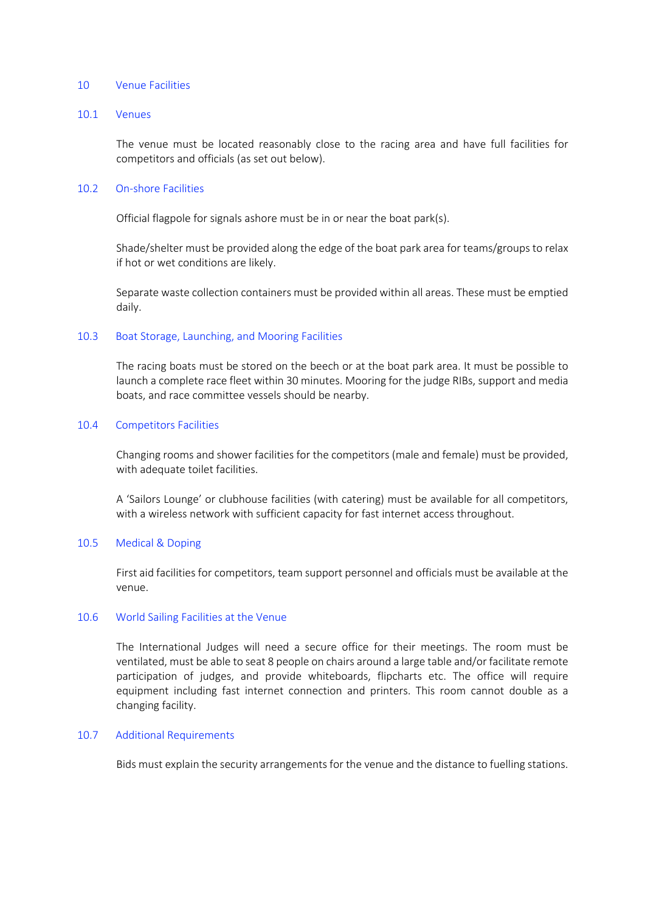## 10 Venue Facilities

### 10.1 Venues

The venue must be located reasonably close to the racing area and have full facilities for competitors and officials (as set out below).

### 10.2 On-shore Facilities

Official flagpole for signals ashore must be in or near the boat park(s).

Shade/shelter must be provided along the edge of the boat park area for teams/groups to relax if hot or wet conditions are likely.

Separate waste collection containers must be provided within all areas. These must be emptied daily.

### 10.3 Boat Storage, Launching, and Mooring Facilities

The racing boats must be stored on the beech or at the boat park area. It must be possible to launch a complete race fleet within 30 minutes. Mooring for the judge RIBs, support and media boats, and race committee vessels should be nearby.

### 10.4 Competitors Facilities

Changing rooms and shower facilities for the competitors (male and female) must be provided, with adequate toilet facilities.

A 'Sailors Lounge' or clubhouse facilities (with catering) must be available for all competitors, with a wireless network with sufficient capacity for fast internet access throughout.

### 10.5 Medical & Doping

First aid facilities for competitors, team support personnel and officials must be available at the venue.

### 10.6 World Sailing Facilities at the Venue

The International Judges will need a secure office for their meetings. The room must be ventilated, must be able to seat 8 people on chairs around a large table and/or facilitate remote participation of judges, and provide whiteboards, flipcharts etc. The office will require equipment including fast internet connection and printers. This room cannot double as a changing facility.

### 10.7 Additional Requirements

Bids must explain the security arrangements for the venue and the distance to fuelling stations.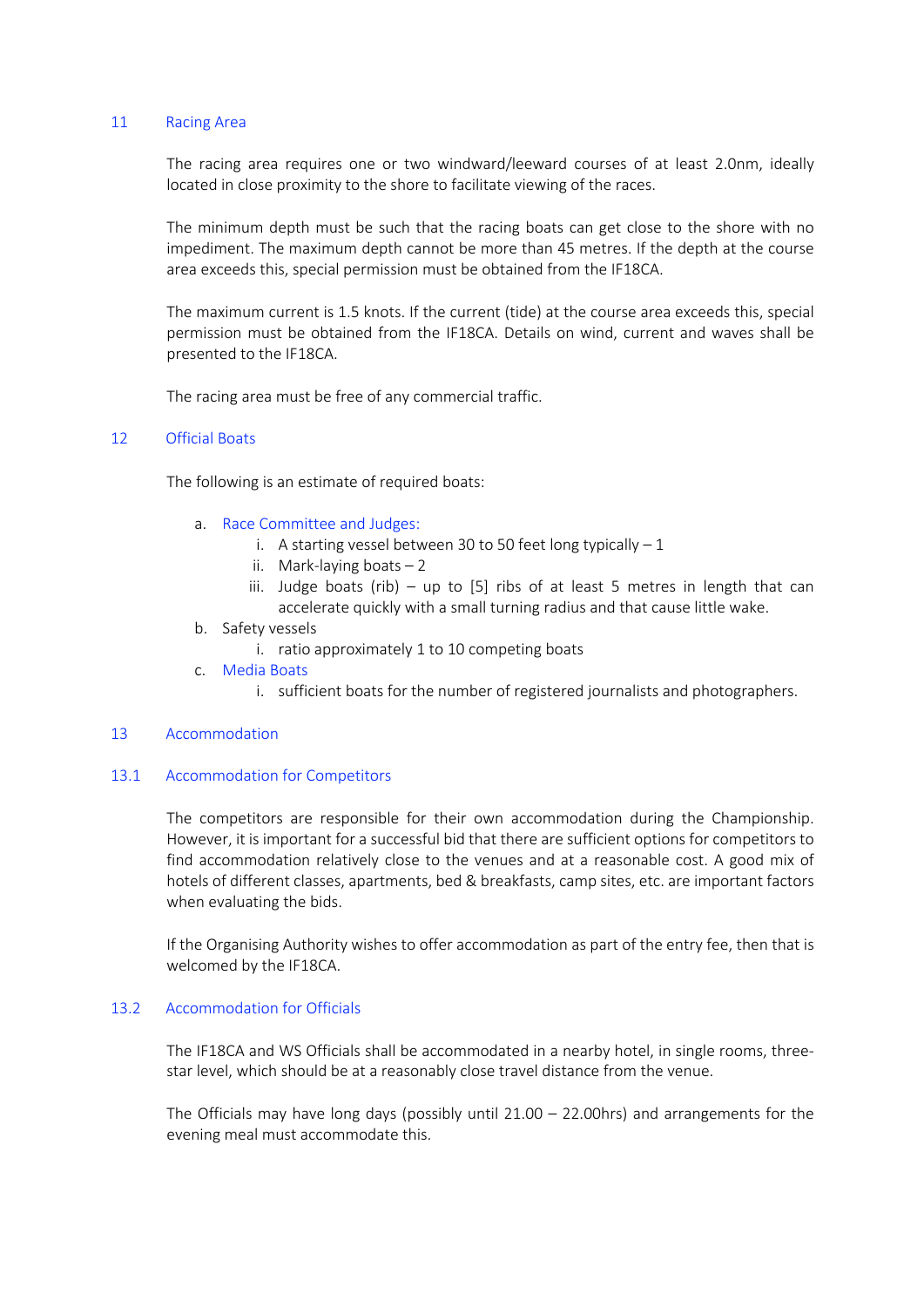## 11 Racing Area

The racing area requires one or two windward/leeward courses of at least 2.0nm, ideally located in close proximity to the shore to facilitate viewing of the races.

The minimum depth must be such that the racing boats can get close to the shore with no impediment. The maximum depth cannot be more than 45 metres. If the depth at the course area exceeds this, special permission must be obtained from the IF18CA.

The maximum current is 1.5 knots. If the current (tide) at the course area exceeds this, special permission must be obtained from the IF18CA. Details on wind, current and waves shall be presented to the IF18CA.

The racing area must be free of any commercial traffic.

## 12 Official Boats

The following is an estimate of required boats:

a. Race Committee and Judges:
   i. A starting vessel between 30 to 50 feet long typically – 1
   ii. Mark-laying boats – 2
   iii. Judge boats (rib) – up to [5] ribs of at least 5 metres in length that can accelerate quickly with a small turning radius and that cause little wake.

b. Safety vessels
   i. ratio approximately 1 to 10 competing boats

c. Media Boats
   i. sufficient boats for the number of registered journalists and photographers.

## 13 Accommodation

### 13.1 Accommodation for Competitors

The competitors are responsible for their own accommodation during the Championship. However, it is important for a successful bid that there are sufficient options for competitors to find accommodation relatively close to the venues and at a reasonable cost. A good mix of hotels of different classes, apartments, bed & breakfasts, camp sites, etc. are important factors when evaluating the bids.

If the Organising Authority wishes to offer accommodation as part of the entry fee, then that is welcomed by the IF18CA.

### 13.2 Accommodation for Officials

The IF18CA and WS Officials shall be accommodated in a nearby hotel, in single rooms, three-star level, which should be at a reasonably close travel distance from the venue.

The Officials may have long days (possibly until 21.00 – 22.00hrs) and arrangements for the evening meal must accommodate this.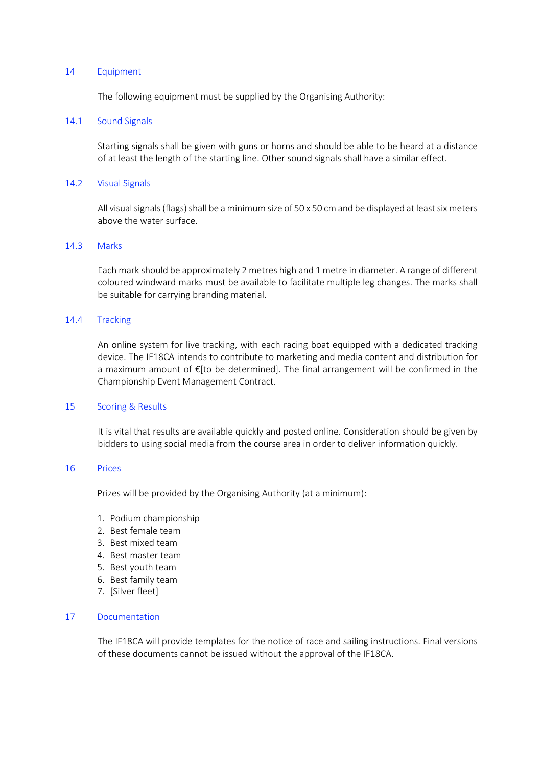## 14 Equipment

The following equipment must be supplied by the Organising Authority:

### 14.1 Sound Signals

Starting signals shall be given with guns or horns and should be able to be heard at a distance of at least the length of the starting line. Other sound signals shall have a similar effect.

### 14.2 Visual Signals

All visual signals (flags) shall be a minimum size of 50 x 50 cm and be displayed at least six meters above the water surface.

### 14.3 Marks

Each mark should be approximately 2 metres high and 1 metre in diameter. A range of different coloured windward marks must be available to facilitate multiple leg changes. The marks shall be suitable for carrying branding material.

### 14.4 Tracking

An online system for live tracking, with each racing boat equipped with a dedicated tracking device. The IF18CA intends to contribute to marketing and media content and distribution for a maximum amount of €[to be determined]. The final arrangement will be confirmed in the Championship Event Management Contract.

## 15 Scoring & Results

It is vital that results are available quickly and posted online. Consideration should be given by bidders to using social media from the course area in order to deliver information quickly.

## 16 Prices

Prizes will be provided by the Organising Authority (at a minimum):

1. Podium championship
2. Best female team
3. Best mixed team
4. Best master team
5. Best youth team
6. Best family team
7. [Silver fleet]

## 17 Documentation

The IF18CA will provide templates for the notice of race and sailing instructions. Final versions of these documents cannot be issued without the approval of the IF18CA.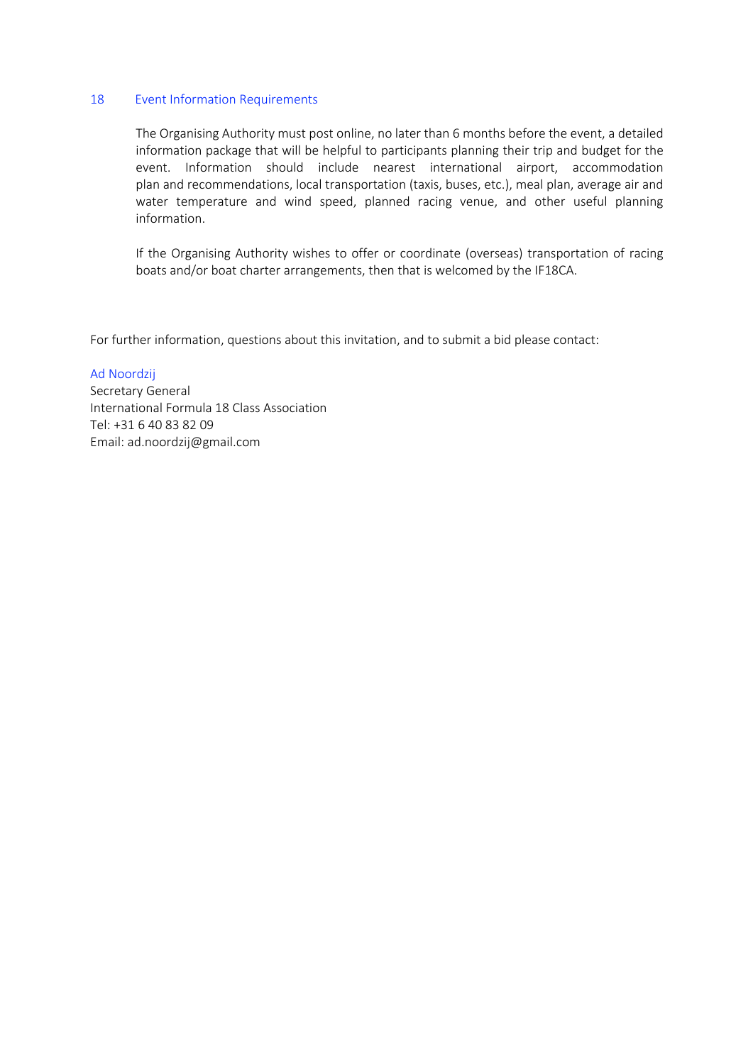## 18 Event Information Requirements

The Organising Authority must post online, no later than 6 months before the event, a detailed information package that will be helpful to participants planning their trip and budget for the event. Information should include nearest international airport, accommodation plan and recommendations, local transportation (taxis, buses, etc.), meal plan, average air and water temperature and wind speed, planned racing venue, and other useful planning information.

If the Organising Authority wishes to offer or coordinate (overseas) transportation of racing boats and/or boat charter arrangements, then that is welcomed by the IF18CA.

For further information, questions about this invitation, and to submit a bid please contact:

Ad Noordzij
Secretary General
International Formula 18 Class Association
Tel: +31 6 40 83 82 09
Email: ad.noordzij@gmail.com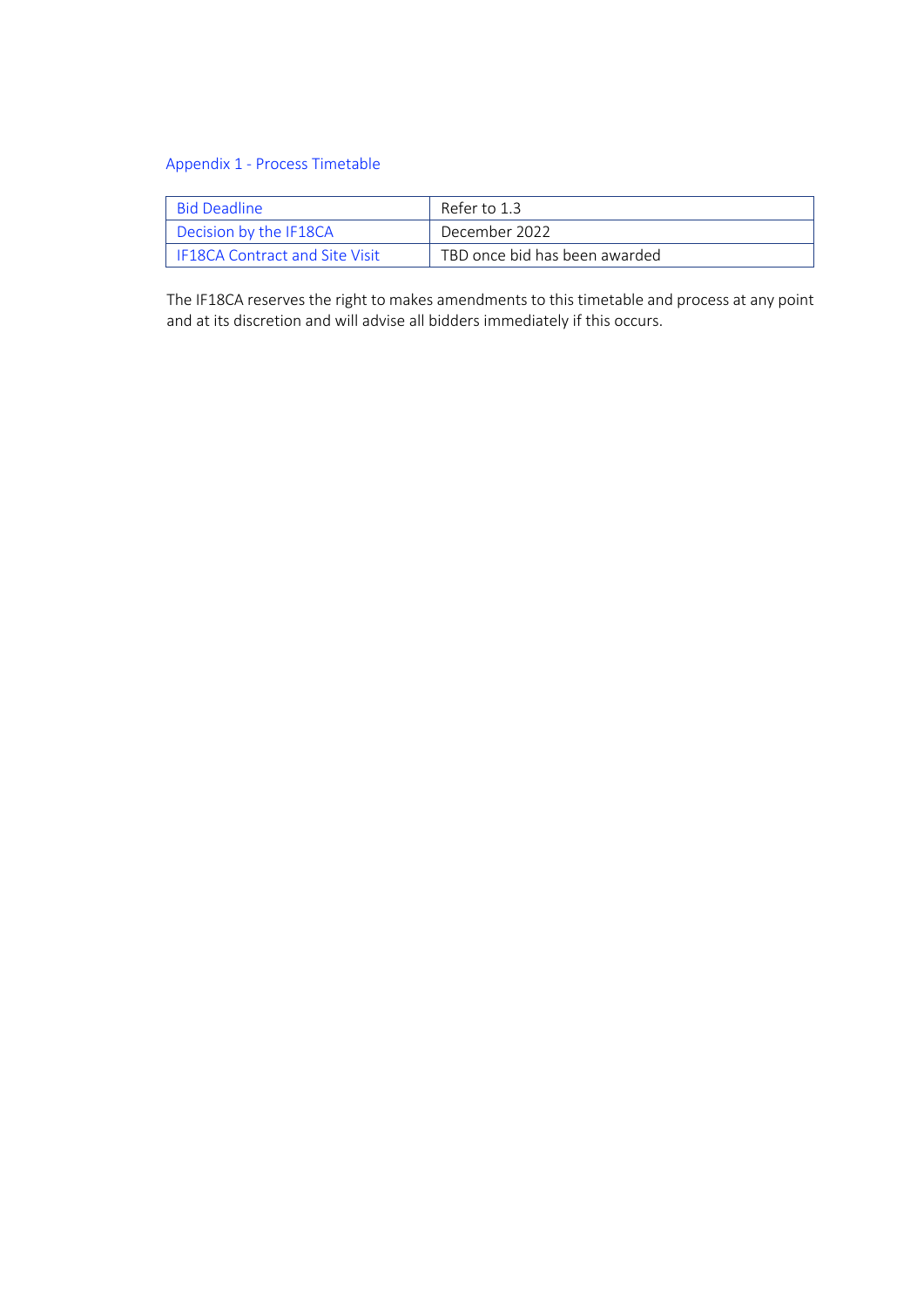## Appendix 1 - Process Timetable

| Bid Deadline | Refer to 1.3 |
|---|---|
| Decision by the IF18CA | December 2022 |
| IF18CA Contract and Site Visit | TBD once bid has been awarded |

The IF18CA reserves the right to makes amendments to this timetable and process at any point and at its discretion and will advise all bidders immediately if this occurs.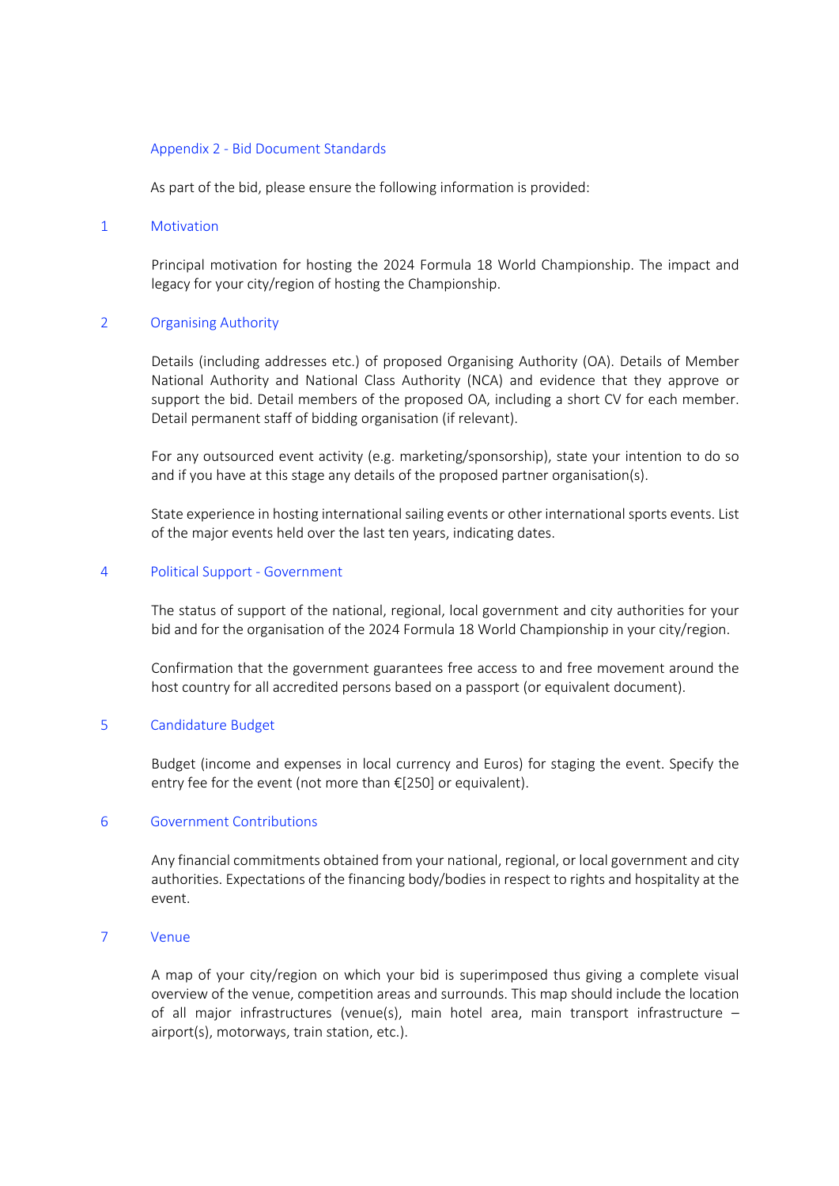## Appendix 2 - Bid Document Standards

As part of the bid, please ensure the following information is provided:

### 1 Motivation

Principal motivation for hosting the 2024 Formula 18 World Championship. The impact and legacy for your city/region of hosting the Championship.

### 2 Organising Authority

Details (including addresses etc.) of proposed Organising Authority (OA). Details of Member National Authority and National Class Authority (NCA) and evidence that they approve or support the bid. Detail members of the proposed OA, including a short CV for each member. Detail permanent staff of bidding organisation (if relevant).

For any outsourced event activity (e.g. marketing/sponsorship), state your intention to do so and if you have at this stage any details of the proposed partner organisation(s).

State experience in hosting international sailing events or other international sports events. List of the major events held over the last ten years, indicating dates.

### 4 Political Support - Government

The status of support of the national, regional, local government and city authorities for your bid and for the organisation of the 2024 Formula 18 World Championship in your city/region.

Confirmation that the government guarantees free access to and free movement around the host country for all accredited persons based on a passport (or equivalent document).

### 5 Candidature Budget

Budget (income and expenses in local currency and Euros) for staging the event. Specify the entry fee for the event (not more than €[250] or equivalent).

### 6 Government Contributions

Any financial commitments obtained from your national, regional, or local government and city authorities. Expectations of the financing body/bodies in respect to rights and hospitality at the event.

### 7 Venue

A map of your city/region on which your bid is superimposed thus giving a complete visual overview of the venue, competition areas and surrounds. This map should include the location of all major infrastructures (venue(s), main hotel area, main transport infrastructure – airport(s), motorways, train station, etc.).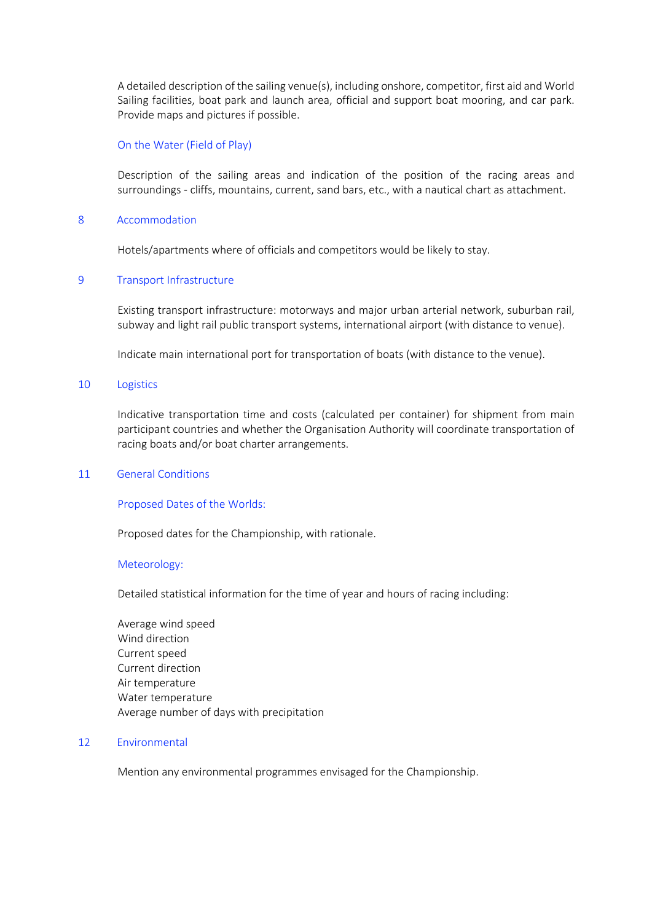A detailed description of the sailing venue(s), including onshore, competitor, first aid and World Sailing facilities, boat park and launch area, official and support boat mooring, and car park. Provide maps and pictures if possible.

### On the Water (Field of Play)

Description of the sailing areas and indication of the position of the racing areas and surroundings - cliffs, mountains, current, sand bars, etc., with a nautical chart as attachment.

## 8 Accommodation

Hotels/apartments where of officials and competitors would be likely to stay.

## 9 Transport Infrastructure

Existing transport infrastructure: motorways and major urban arterial network, suburban rail, subway and light rail public transport systems, international airport (with distance to venue).

Indicate main international port for transportation of boats (with distance to the venue).

## 10 Logistics

Indicative transportation time and costs (calculated per container) for shipment from main participant countries and whether the Organisation Authority will coordinate transportation of racing boats and/or boat charter arrangements.

## 11 General Conditions

### Proposed Dates of the Worlds:

Proposed dates for the Championship, with rationale.

### Meteorology:

Detailed statistical information for the time of year and hours of racing including:

Average wind speed
Wind direction
Current speed
Current direction
Air temperature
Water temperature
Average number of days with precipitation

## 12 Environmental

Mention any environmental programmes envisaged for the Championship.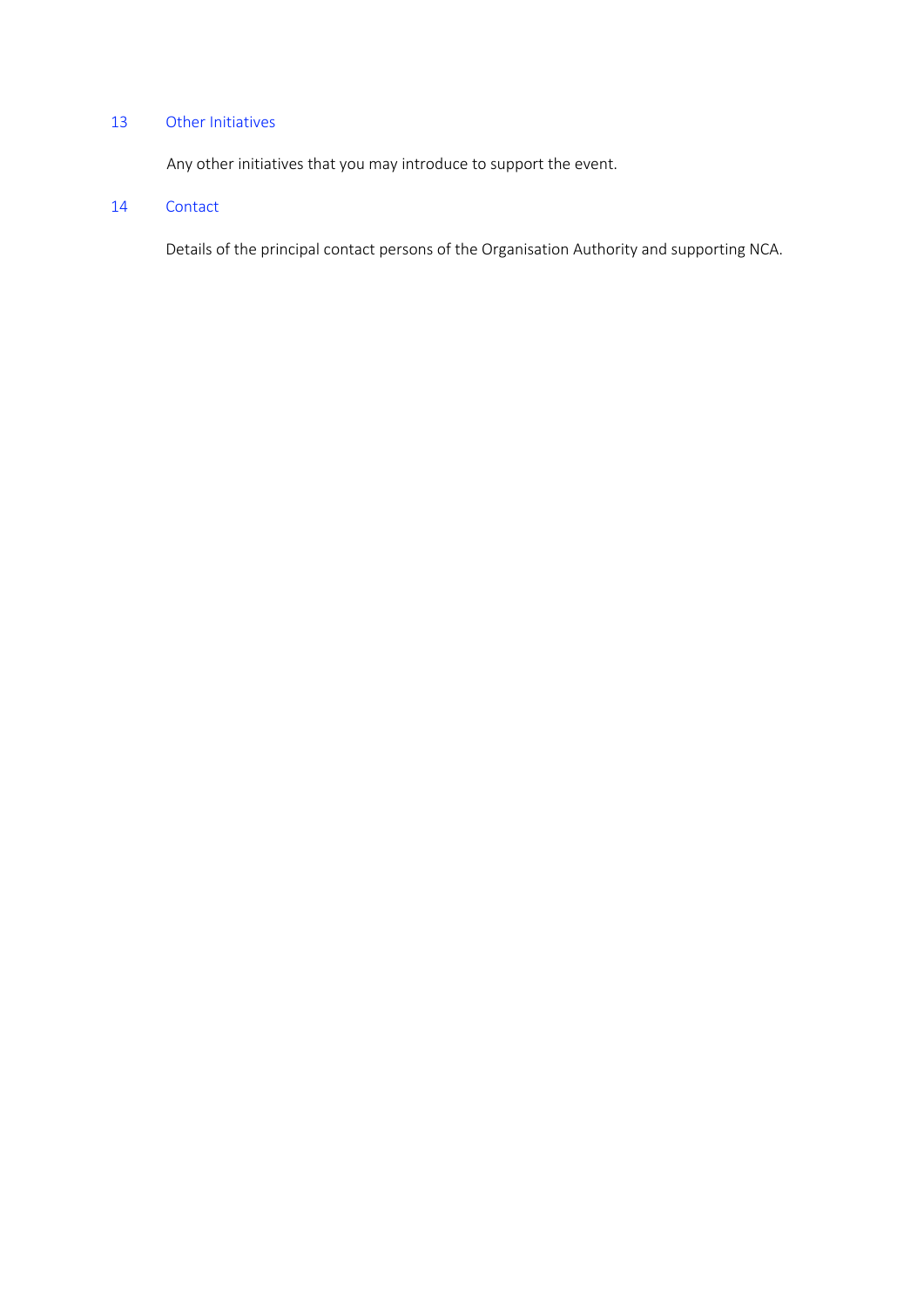## 13 Other Initiatives

Any other initiatives that you may introduce to support the event.

## 14 Contact

Details of the principal contact persons of the Organisation Authority and supporting NCA.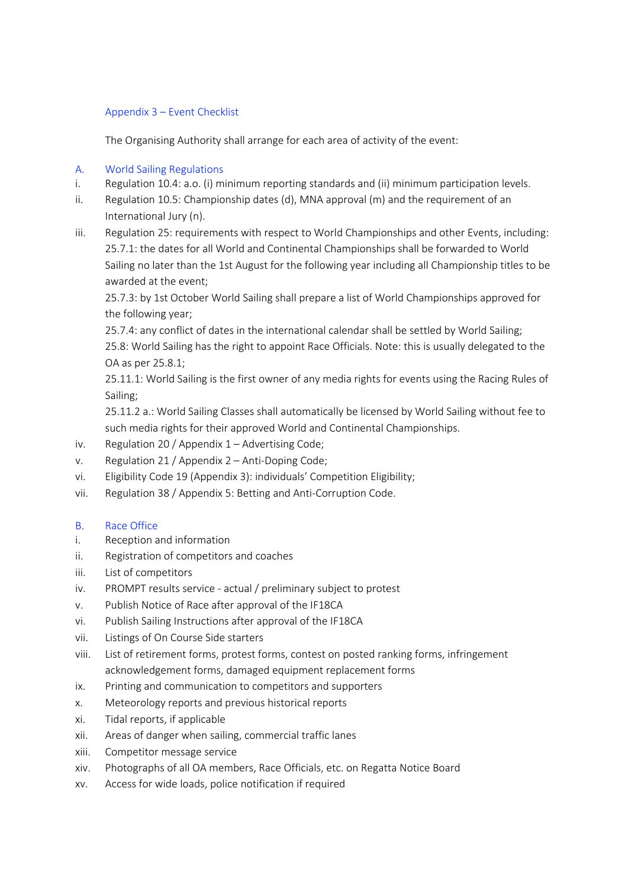## Appendix 3 – Event Checklist

The Organising Authority shall arrange for each area of activity of the event:

### A. World Sailing Regulations

i. Regulation 10.4: a.o. (i) minimum reporting standards and (ii) minimum participation levels.

ii. Regulation 10.5: Championship dates (d), MNA approval (m) and the requirement of an International Jury (n).

iii. Regulation 25: requirements with respect to World Championships and other Events, including:
25.7.1: the dates for all World and Continental Championships shall be forwarded to World Sailing no later than the 1st August for the following year including all Championship titles to be awarded at the event;
25.7.3: by 1st October World Sailing shall prepare a list of World Championships approved for the following year;
25.7.4: any conflict of dates in the international calendar shall be settled by World Sailing;
25.8: World Sailing has the right to appoint Race Officials. Note: this is usually delegated to the OA as per 25.8.1;
25.11.1: World Sailing is the first owner of any media rights for events using the Racing Rules of Sailing;
25.11.2 a.: World Sailing Classes shall automatically be licensed by World Sailing without fee to such media rights for their approved World and Continental Championships.

iv. Regulation 20 / Appendix 1 – Advertising Code;

v. Regulation 21 / Appendix 2 – Anti-Doping Code;

vi. Eligibility Code 19 (Appendix 3): individuals' Competition Eligibility;

vii. Regulation 38 / Appendix 5: Betting and Anti-Corruption Code.

### B. Race Office

i. Reception and information

ii. Registration of competitors and coaches

iii. List of competitors

iv. PROMPT results service - actual / preliminary subject to protest

v. Publish Notice of Race after approval of the IF18CA

vi. Publish Sailing Instructions after approval of the IF18CA

vii. Listings of On Course Side starters

viii. List of retirement forms, protest forms, contest on posted ranking forms, infringement acknowledgement forms, damaged equipment replacement forms

ix. Printing and communication to competitors and supporters

x. Meteorology reports and previous historical reports

xi. Tidal reports, if applicable

xii. Areas of danger when sailing, commercial traffic lanes

xiii. Competitor message service

xiv. Photographs of all OA members, Race Officials, etc. on Regatta Notice Board

xv. Access for wide loads, police notification if required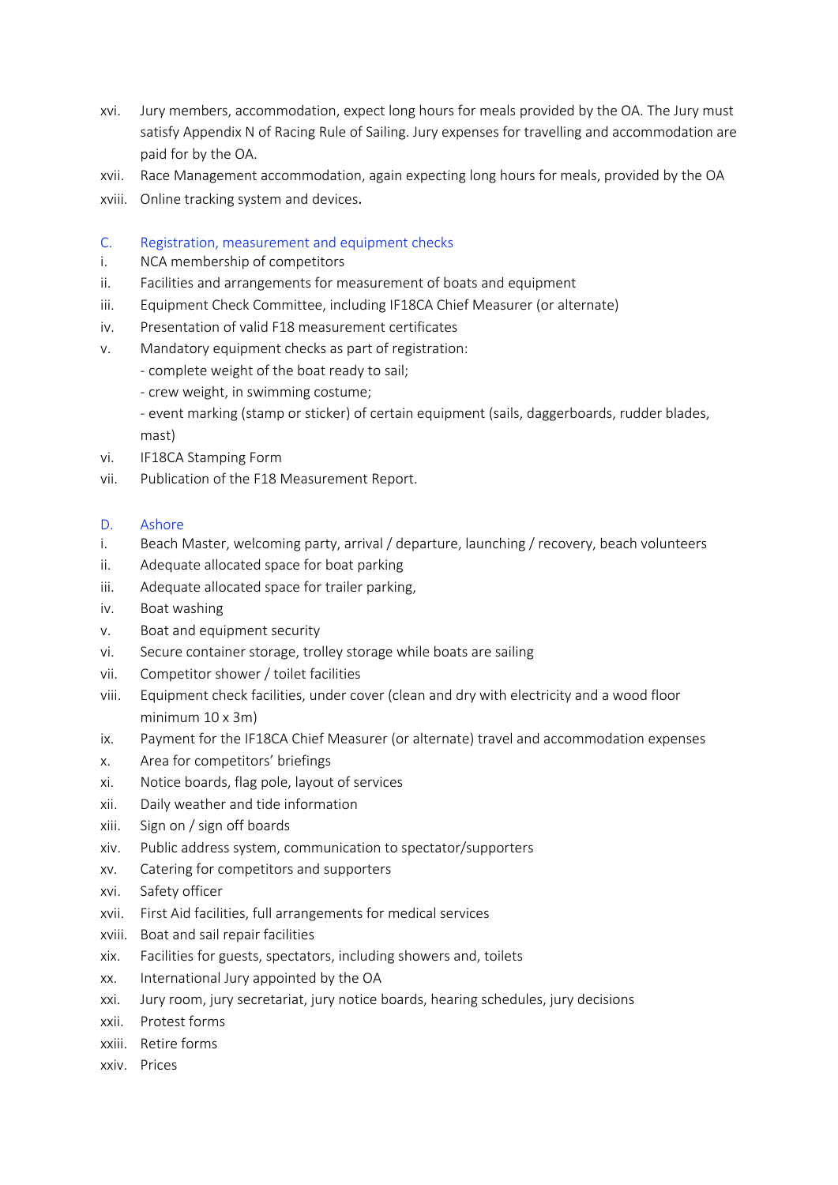xvi. Jury members, accommodation, expect long hours for meals provided by the OA. The Jury must satisfy Appendix N of Racing Rule of Sailing. Jury expenses for travelling and accommodation are paid for by the OA.

xvii. Race Management accommodation, again expecting long hours for meals, provided by the OA

xviii. Online tracking system and devices.

## C. Registration, measurement and equipment checks

i. NCA membership of competitors

ii. Facilities and arrangements for measurement of boats and equipment

iii. Equipment Check Committee, including IF18CA Chief Measurer (or alternate)

iv. Presentation of valid F18 measurement certificates

v. Mandatory equipment checks as part of registration:
- complete weight of the boat ready to sail;
- crew weight, in swimming costume;
- event marking (stamp or sticker) of certain equipment (sails, daggerboards, rudder blades, mast)

vi. IF18CA Stamping Form

vii. Publication of the F18 Measurement Report.

## D. Ashore

i. Beach Master, welcoming party, arrival / departure, launching / recovery, beach volunteers

ii. Adequate allocated space for boat parking

iii. Adequate allocated space for trailer parking,

iv. Boat washing

v. Boat and equipment security

vi. Secure container storage, trolley storage while boats are sailing

vii. Competitor shower / toilet facilities

viii. Equipment check facilities, under cover (clean and dry with electricity and a wood floor minimum 10 x 3m)

ix. Payment for the IF18CA Chief Measurer (or alternate) travel and accommodation expenses

x. Area for competitors' briefings

xi. Notice boards, flag pole, layout of services

xii. Daily weather and tide information

xiii. Sign on / sign off boards

xiv. Public address system, communication to spectator/supporters

xv. Catering for competitors and supporters

xvi. Safety officer

xvii. First Aid facilities, full arrangements for medical services

xviii. Boat and sail repair facilities

xix. Facilities for guests, spectators, including showers and, toilets

xx. International Jury appointed by the OA

xxi. Jury room, jury secretariat, jury notice boards, hearing schedules, jury decisions

xxii. Protest forms

xxiii. Retire forms

xxiv. Prices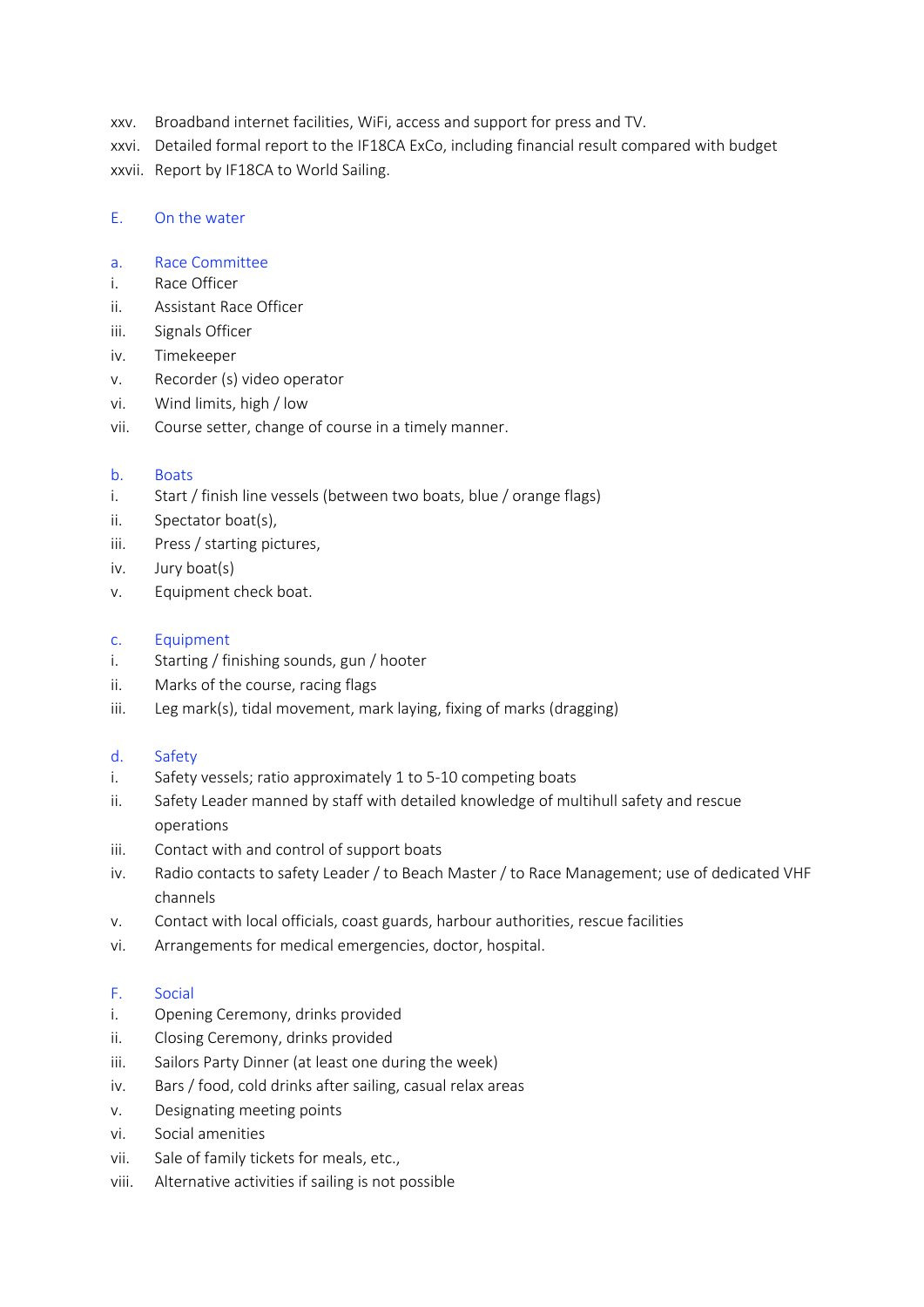xxv. Broadband internet facilities, WiFi, access and support for press and TV.

xxvi. Detailed formal report to the IF18CA ExCo, including financial result compared with budget

xxvii. Report by IF18CA to World Sailing.

## E. On the water

### a. Race Committee

i. Race Officer

ii. Assistant Race Officer

iii. Signals Officer

iv. Timekeeper

v. Recorder (s) video operator

vi. Wind limits, high / low

vii. Course setter, change of course in a timely manner.

### b. Boats

i. Start / finish line vessels (between two boats, blue / orange flags)

ii. Spectator boat(s),

iii. Press / starting pictures,

iv. Jury boat(s)

v. Equipment check boat.

### c. Equipment

i. Starting / finishing sounds, gun / hooter

ii. Marks of the course, racing flags

iii. Leg mark(s), tidal movement, mark laying, fixing of marks (dragging)

### d. Safety

i. Safety vessels; ratio approximately 1 to 5-10 competing boats

ii. Safety Leader manned by staff with detailed knowledge of multihull safety and rescue operations

iii. Contact with and control of support boats

iv. Radio contacts to safety Leader / to Beach Master / to Race Management; use of dedicated VHF channels

v. Contact with local officials, coast guards, harbour authorities, rescue facilities

vi. Arrangements for medical emergencies, doctor, hospital.

## F. Social

i. Opening Ceremony, drinks provided

ii. Closing Ceremony, drinks provided

iii. Sailors Party Dinner (at least one during the week)

iv. Bars / food, cold drinks after sailing, casual relax areas

v. Designating meeting points

vi. Social amenities

vii. Sale of family tickets for meals, etc.,

viii. Alternative activities if sailing is not possible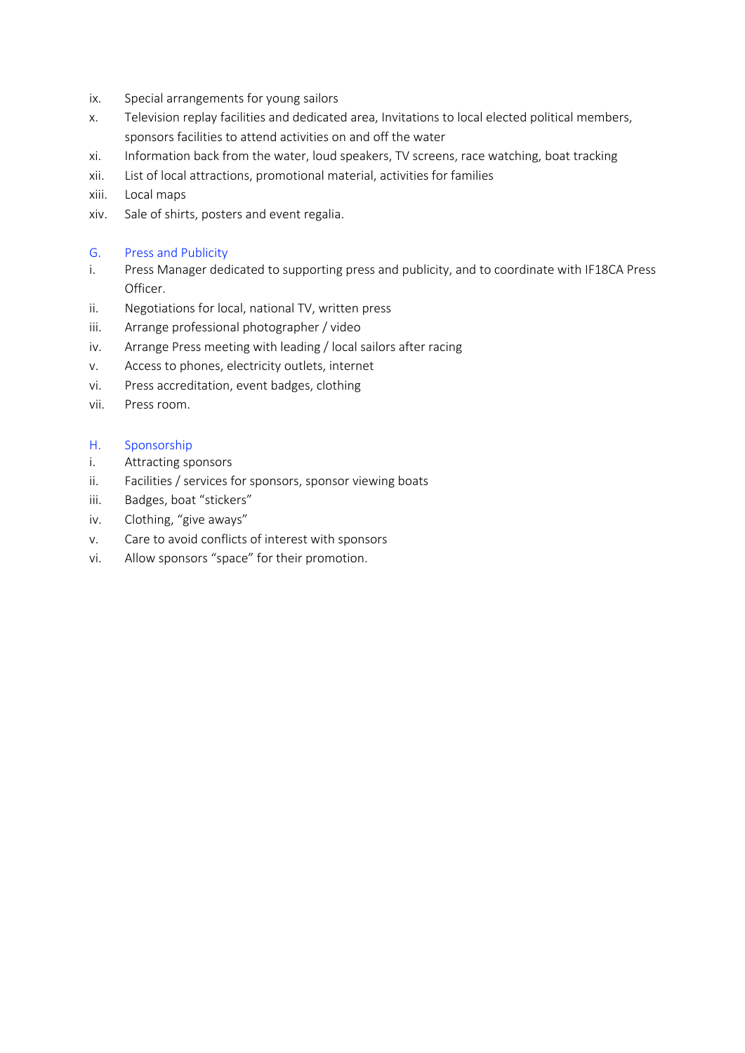ix. Special arrangements for young sailors
x. Television replay facilities and dedicated area, Invitations to local elected political members, sponsors facilities to attend activities on and off the water
xi. Information back from the water, loud speakers, TV screens, race watching, boat tracking
xii. List of local attractions, promotional material, activities for families
xiii. Local maps
xiv. Sale of shirts, posters and event regalia.

## G. Press and Publicity

i. Press Manager dedicated to supporting press and publicity, and to coordinate with IF18CA Press Officer.
ii. Negotiations for local, national TV, written press
iii. Arrange professional photographer / video
iv. Arrange Press meeting with leading / local sailors after racing
v. Access to phones, electricity outlets, internet
vi. Press accreditation, event badges, clothing
vii. Press room.

## H. Sponsorship

i. Attracting sponsors
ii. Facilities / services for sponsors, sponsor viewing boats
iii. Badges, boat "stickers"
iv. Clothing, "give aways"
v. Care to avoid conflicts of interest with sponsors
vi. Allow sponsors "space" for their promotion.